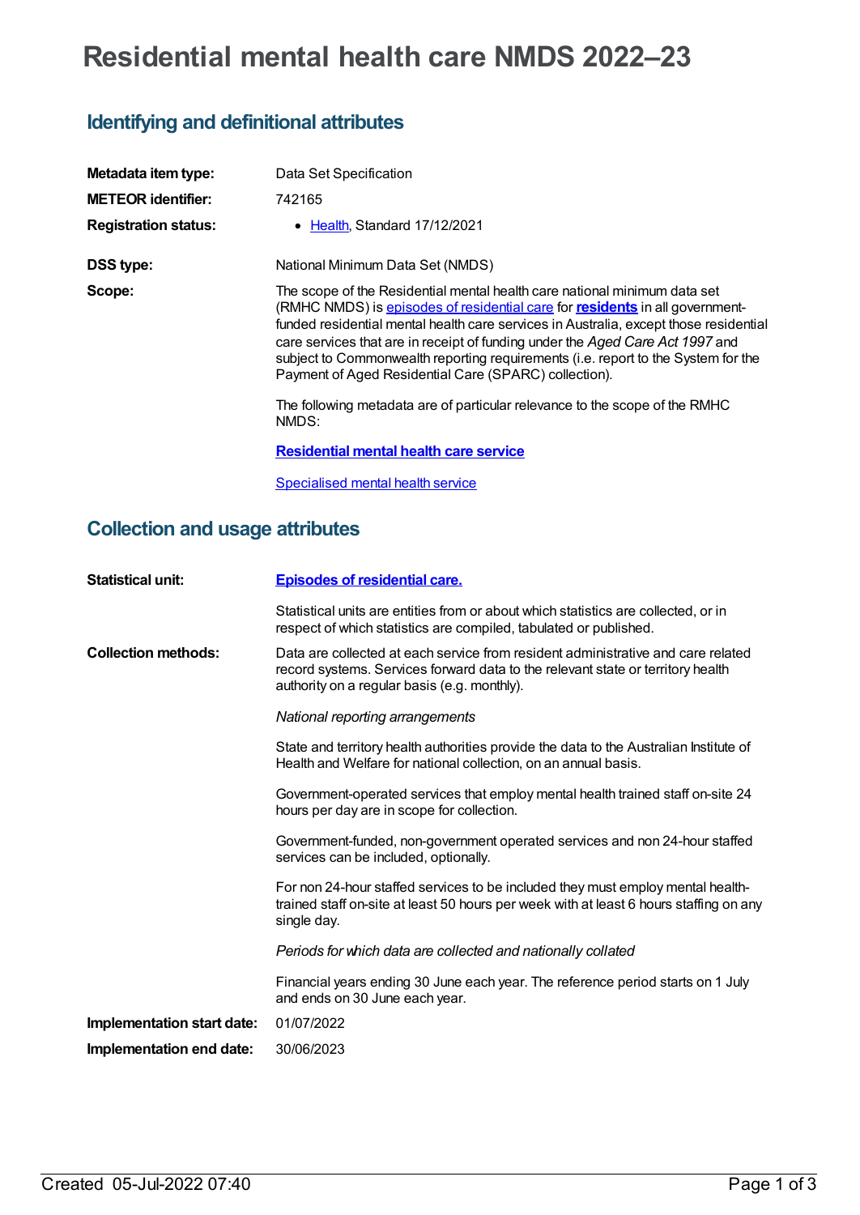# Residential mental health care NMDS 2022–23

## Identifying and definitional attributes

| | |
|---|---|
| **Metadata item type:** | Data Set Specification |
| **METEOR identifier:** | 742165 |
| **Registration status:** | • Health, Standard 17/12/2021 |
| **DSS type:** | National Minimum Data Set (NMDS) |
| **Scope:** | The scope of the Residential mental health care national minimum data set (RMHC NMDS) is episodes of residential care for **residents** in all government-funded residential mental health care services in Australia, except those residential care services that are in receipt of funding under the *Aged Care Act 1997* and subject to Commonwealth reporting requirements (i.e. report to the System for the Payment of Aged Residential Care (SPARC) collection).<br><br>The following metadata are of particular relevance to the scope of the RMHC NMDS:<br><br>**Residential mental health care service**<br><br>Specialised mental health service |

## Collection and usage attributes

| | |
|---|---|
| **Statistical unit:** | **Episodes of residential care.**<br><br>Statistical units are entities from or about which statistics are collected, or in respect of which statistics are compiled, tabulated or published. |
| **Collection methods:** | Data are collected at each service from resident administrative and care related record systems. Services forward data to the relevant state or territory health authority on a regular basis (e.g. monthly).<br><br>*National reporting arrangements*<br><br>State and territory health authorities provide the data to the Australian Institute of Health and Welfare for national collection, on an annual basis.<br><br>Government-operated services that employ mental health trained staff on-site 24 hours per day are in scope for collection.<br><br>Government-funded, non-government operated services and non 24-hour staffed services can be included, optionally.<br><br>For non 24-hour staffed services to be included they must employ mental health-trained staff on-site at least 50 hours per week with at least 6 hours staffing on any single day.<br><br>*Periods for which data are collected and nationally collated*<br><br>Financial years ending 30 June each year. The reference period starts on 1 July and ends on 30 June each year. |
| **Implementation start date:** | 01/07/2022 |
| **Implementation end date:** | 30/06/2023 |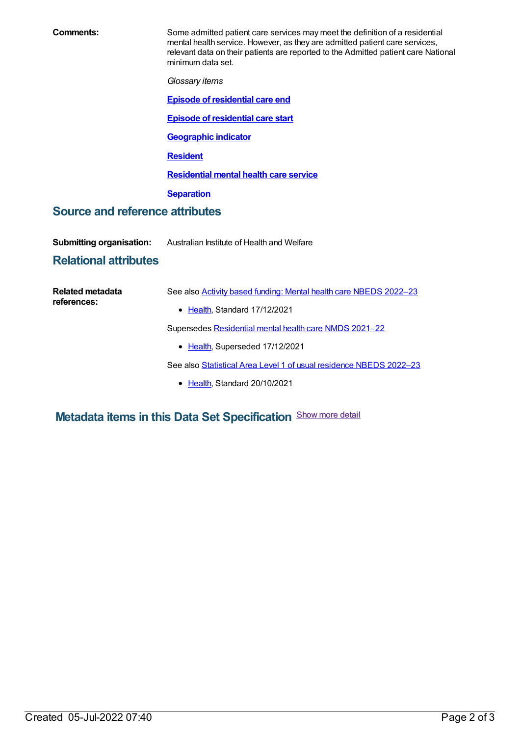**Comments:** Some admitted patient care services may meet the definition of a residential mental health service. However, as they are admitted patient care services, relevant data on their patients are reported to the Admitted patient care National minimum data set.

*Glossary items*

**Episode of residential care end**

**Episode of residential care start**

**Geographic indicator**

**Resident**

**Residential mental health care service**

**Separation**

## Source and reference attributes

**Submitting organisation:** Australian Institute of Health and Welfare

## Relational attributes

**Related metadata references:**

See also Activity based funding: Mental health care NBEDS 2022–23

- Health, Standard 17/12/2021

Supersedes Residential mental health care NMDS 2021–22

- Health, Superseded 17/12/2021

See also Statistical Area Level 1 of usual residence NBEDS 2022–23

- Health, Standard 20/10/2021

## Metadata items in this Data Set Specification

Show more detail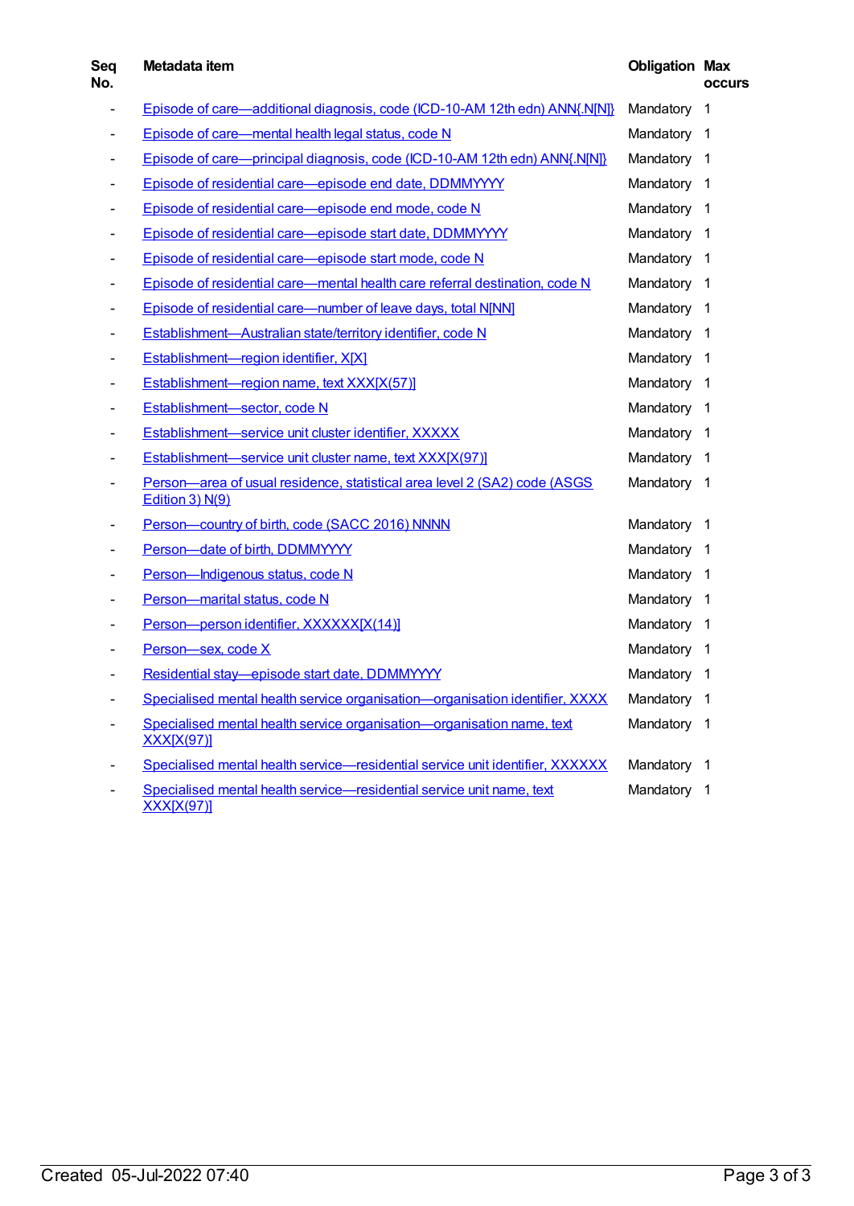| Seq No. | Metadata item | Obligation | Max occurs |
|---|---|---|---|
| - | Episode of care—additional diagnosis, code (ICD-10-AM 12th edn) ANN{.N[N]} | Mandatory | 1 |
| - | Episode of care—mental health legal status, code N | Mandatory | 1 |
| - | Episode of care—principal diagnosis, code (ICD-10-AM 12th edn) ANN{.N[N]} | Mandatory | 1 |
| - | Episode of residential care—episode end date, DDMMYYYY | Mandatory | 1 |
| - | Episode of residential care—episode end mode, code N | Mandatory | 1 |
| - | Episode of residential care—episode start date, DDMMYYYY | Mandatory | 1 |
| - | Episode of residential care—episode start mode, code N | Mandatory | 1 |
| - | Episode of residential care—mental health care referral destination, code N | Mandatory | 1 |
| - | Episode of residential care—number of leave days, total N[NN] | Mandatory | 1 |
| - | Establishment—Australian state/territory identifier, code N | Mandatory | 1 |
| - | Establishment—region identifier, X[X] | Mandatory | 1 |
| - | Establishment—region name, text XXX[X(57)] | Mandatory | 1 |
| - | Establishment—sector, code N | Mandatory | 1 |
| - | Establishment—service unit cluster identifier, XXXXX | Mandatory | 1 |
| - | Establishment—service unit cluster name, text XXX[X(97)] | Mandatory | 1 |
| - | Person—area of usual residence, statistical area level 2 (SA2) code (ASGS Edition 3) N(9) | Mandatory | 1 |
| - | Person—country of birth, code (SACC 2016) NNNN | Mandatory | 1 |
| - | Person—date of birth, DDMMYYYY | Mandatory | 1 |
| - | Person—Indigenous status, code N | Mandatory | 1 |
| - | Person—marital status, code N | Mandatory | 1 |
| - | Person—person identifier, XXXXXX[X(14)] | Mandatory | 1 |
| - | Person—sex, code X | Mandatory | 1 |
| - | Residential stay—episode start date, DDMMYYYY | Mandatory | 1 |
| - | Specialised mental health service organisation—organisation identifier, XXXX | Mandatory | 1 |
| - | Specialised mental health service organisation—organisation name, text XXX[X(97)] | Mandatory | 1 |
| - | Specialised mental health service—residential service unit identifier, XXXXXX | Mandatory | 1 |
| - | Specialised mental health service—residential service unit name, text XXX[X(97)] | Mandatory | 1 |

Created 05-Jul-2022 07:40